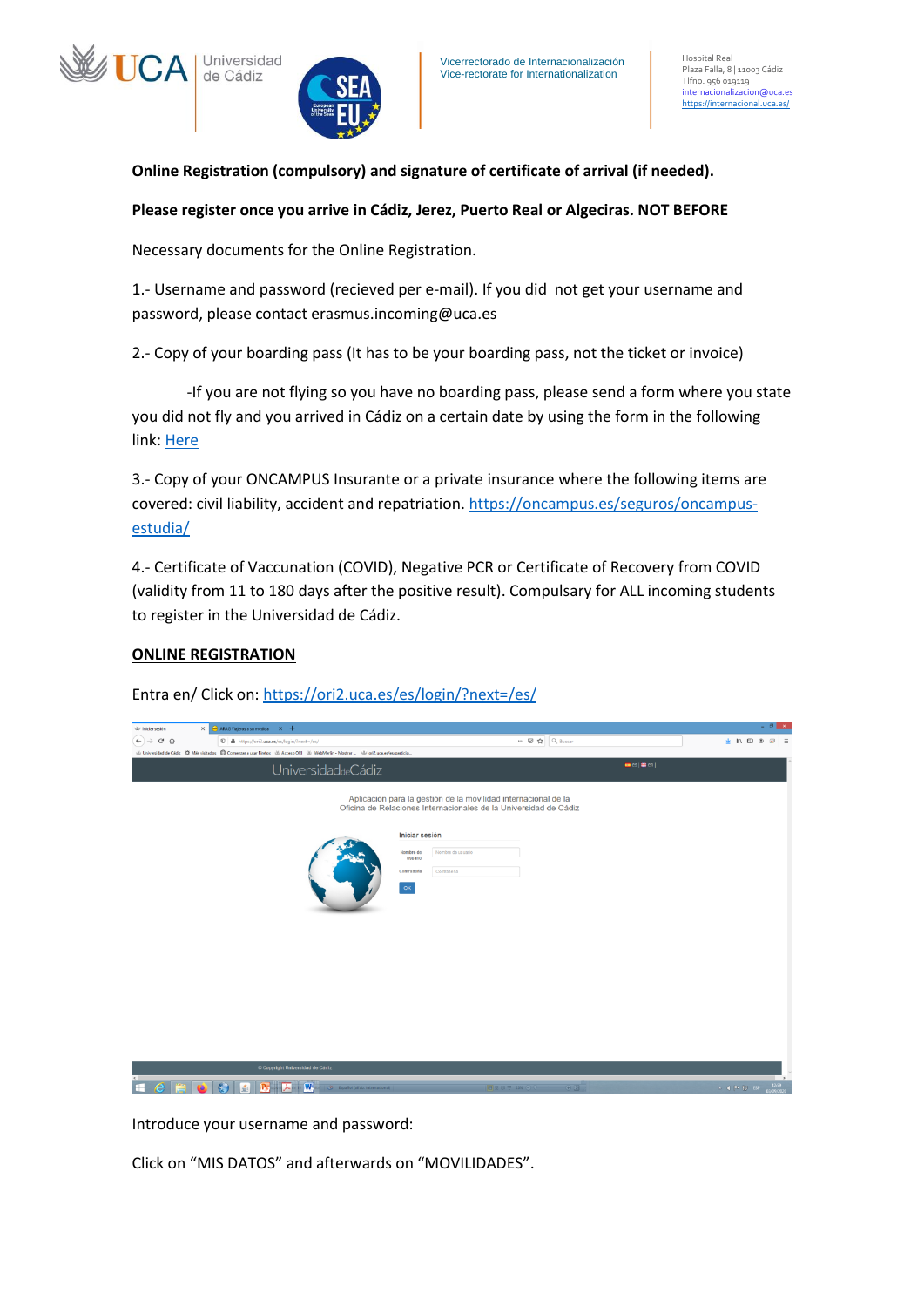Vicerrectorado de Internacionalización
Vice-rectorate for Internationalization

Hospital Real
Plaza Falla, 8 | 11003 Cádiz
Tlfno. 956 019119
internacionalizacion@uca.es
https://internacional.uca.es/

**Online Registration (compulsory) and signature of certificate of arrival (if needed).**

**Please register once you arrive in Cádiz, Jerez, Puerto Real or Algeciras. NOT BEFORE**

Necessary documents for the Online Registration.

1.- Username and password (recieved per e-mail). If you did not get your username and password, please contact erasmus.incoming@uca.es

2.- Copy of your boarding pass (It has to be your boarding pass, not the ticket or invoice)

-If you are not flying so you have no boarding pass, please send a form where you state you did not fly and you arrived in Cádiz on a certain date by using the form in the following link: [Here]

3.- Copy of your ONCAMPUS Insurante or a private insurance where the following items are covered: civil liability, accident and repatriation. https://oncampus.es/seguros/oncampus-estudia/

4.- Certificate of Vaccination (COVID), Negative PCR or Certificate of Recovery from COVID (validity from 11 to 180 days after the positive result). Compulsary for ALL incoming students to register in the Universidad de Cádiz.

**ONLINE REGISTRATION**

Entra en/ Click on: https://ori2.uca.es/es/login/?next=/es/

Introduce your username and password:

Click on "MIS DATOS" and afterwards on "MOVILIDADES".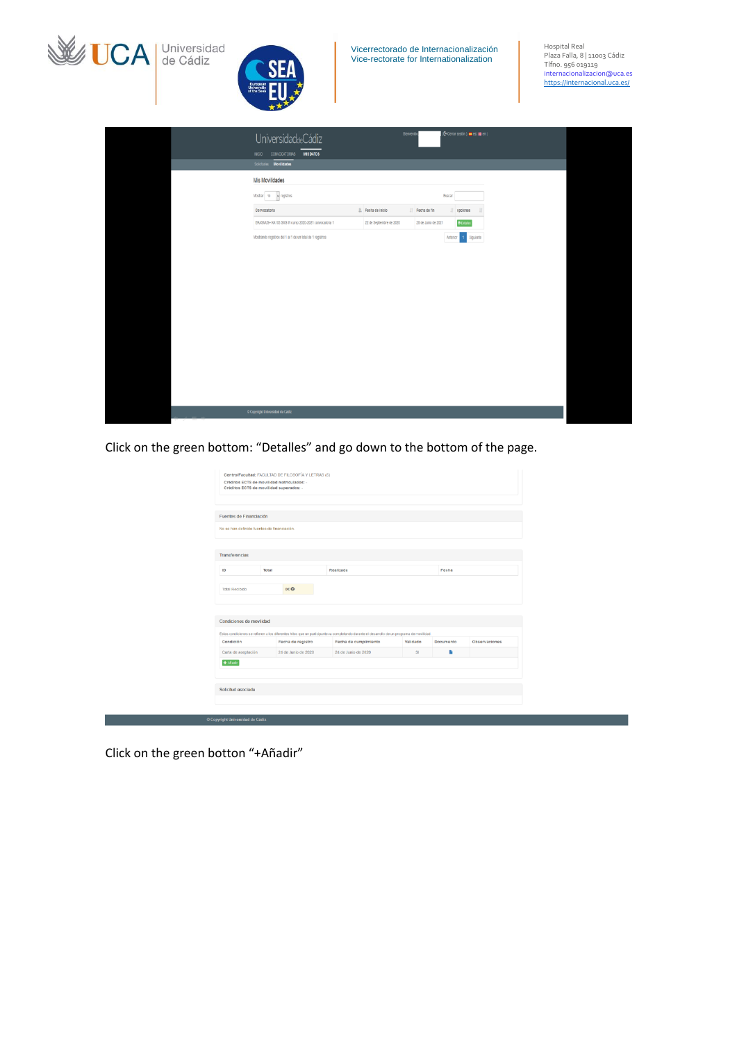Click on the green bottom: "Detalles" and go down to the bottom of the page.

Click on the green botton "+Añadir"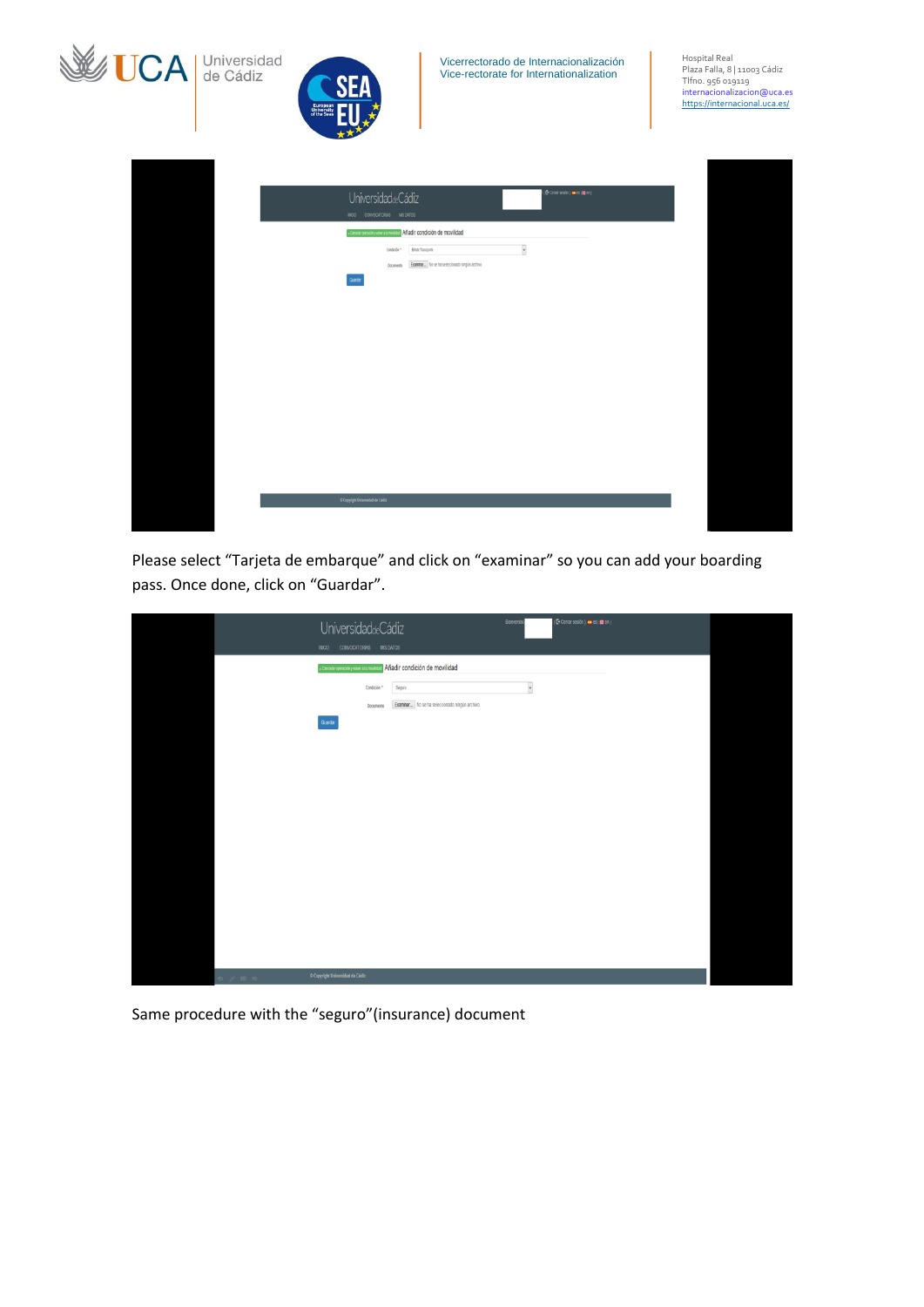Please select “Tarjeta de embarque” and click on “examinar” so you can add your boarding pass. Once done, click on “Guardar”.

Same procedure with the “seguro”(insurance) document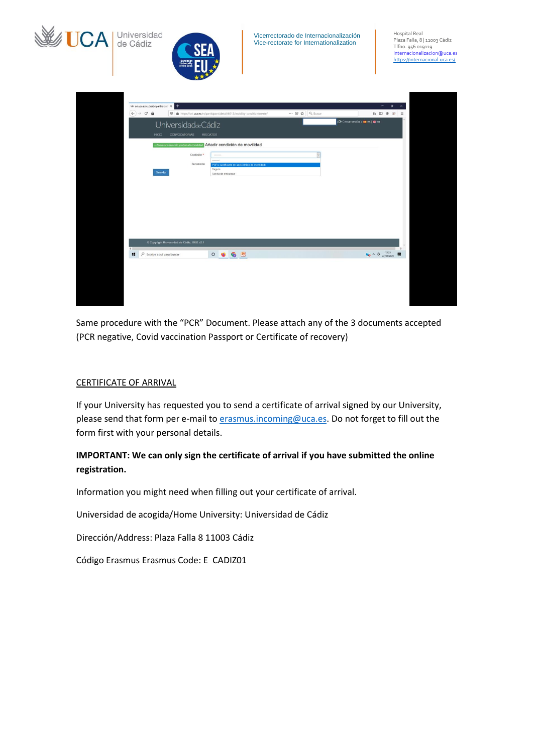Same procedure with the "PCR" Document. Please attach any of the 3 documents accepted (PCR negative, Covid vaccination Passport or Certificate of recovery)

## CERTIFICATE OF ARRIVAL

If your University has requested you to send a certificate of arrival signed by our University, please send that form per e-mail to erasmus.incoming@uca.es. Do not forget to fill out the form first with your personal details.

**IMPORTANT: We can only sign the certificate of arrival if you have submitted the online registration.**

Information you might need when filling out your certificate of arrival.

Universidad de acogida/Home University: Universidad de Cádiz

Dirección/Address: Plaza Falla 8 11003 Cádiz

Código Erasmus Erasmus Code: E CADIZ01